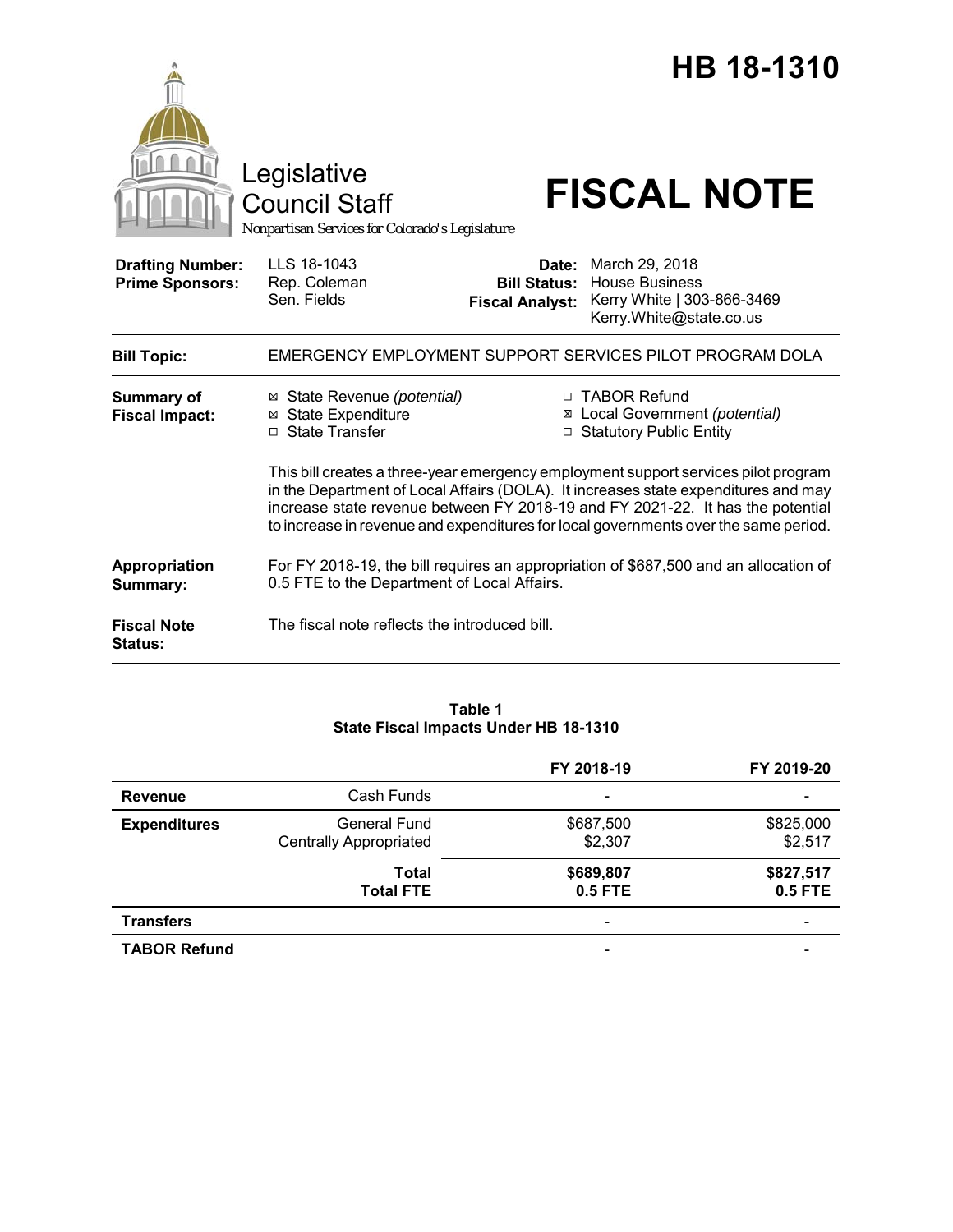# HB 18-1310

Legislative Council Staff

Nonpartisan Services for Colorado's Legislature

# FISCAL NOTE

| | | | |
|---|---|---|---|
| **Drafting Number:** | LLS 18-1043 | **Date:** | March 29, 2018 |
| **Prime Sponsors:** | Rep. Coleman<br>Sen. Fields | **Bill Status:** | House Business |
| | | **Fiscal Analyst:** | Kerry White \| 303-866-3469<br>Kerry.White@state.co.us |

**Bill Topic:** EMERGENCY EMPLOYMENT SUPPORT SERVICES PILOT PROGRAM DOLA

**Summary of Fiscal Impact:**

- ☒ State Revenue *(potential)*
- ☒ State Expenditure
- ☐ State Transfer
- ☐ TABOR Refund
- ☒ Local Government *(potential)*
- ☐ Statutory Public Entity

This bill creates a three-year emergency employment support services pilot program in the Department of Local Affairs (DOLA). It increases state expenditures and may increase state revenue between FY 2018-19 and FY 2021-22. It has the potential to increase in revenue and expenditures for local governments over the same period.

**Appropriation Summary:** For FY 2018-19, the bill requires an appropriation of $687,500 and an allocation of 0.5 FTE to the Department of Local Affairs.

**Fiscal Note Status:** The fiscal note reflects the introduced bill.

**Table 1**
**State Fiscal Impacts Under HB 18-1310**

| | | FY 2018-19 | FY 2019-20 |
|---|---|---|---|
| **Revenue** | Cash Funds | - | - |
| **Expenditures** | General Fund | $687,500 | $825,000 |
| | Centrally Appropriated | $2,307 | $2,517 |
| | **Total** | **$689,807** | **$827,517** |
| | **Total FTE** | **0.5 FTE** | **0.5 FTE** |
| **Transfers** | | - | - |
| **TABOR Refund** | | - | - |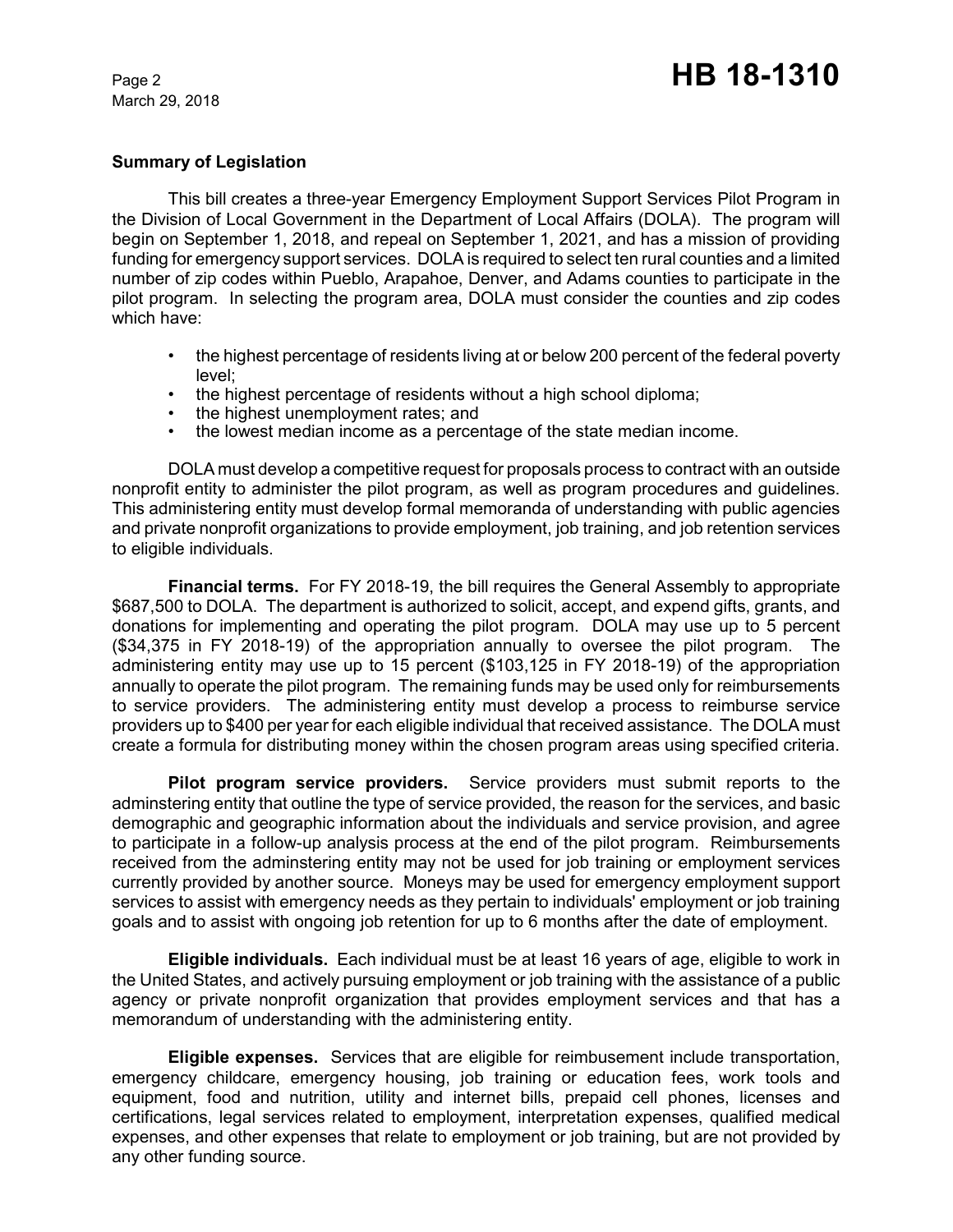### Summary of Legislation

This bill creates a three-year Emergency Employment Support Services Pilot Program in the Division of Local Government in the Department of Local Affairs (DOLA). The program will begin on September 1, 2018, and repeal on September 1, 2021, and has a mission of providing funding for emergency support services. DOLA is required to select ten rural counties and a limited number of zip codes within Pueblo, Arapahoe, Denver, and Adams counties to participate in the pilot program. In selecting the program area, DOLA must consider the counties and zip codes which have:

- the highest percentage of residents living at or below 200 percent of the federal poverty level;
- the highest percentage of residents without a high school diploma;
- the highest unemployment rates; and
- the lowest median income as a percentage of the state median income.

DOLA must develop a competitive request for proposals process to contract with an outside nonprofit entity to administer the pilot program, as well as program procedures and guidelines. This administering entity must develop formal memoranda of understanding with public agencies and private nonprofit organizations to provide employment, job training, and job retention services to eligible individuals.

**Financial terms.** For FY 2018-19, the bill requires the General Assembly to appropriate $687,500 to DOLA. The department is authorized to solicit, accept, and expend gifts, grants, and donations for implementing and operating the pilot program. DOLA may use up to 5 percent ($34,375 in FY 2018-19) of the appropriation annually to oversee the pilot program. The administering entity may use up to 15 percent ($103,125 in FY 2018-19) of the appropriation annually to operate the pilot program. The remaining funds may be used only for reimbursements to service providers. The administering entity must develop a process to reimburse service providers up to $400 per year for each eligible individual that received assistance. The DOLA must create a formula for distributing money within the chosen program areas using specified criteria.

**Pilot program service providers.** Service providers must submit reports to the adminstering entity that outline the type of service provided, the reason for the services, and basic demographic and geographic information about the individuals and service provision, and agree to participate in a follow-up analysis process at the end of the pilot program. Reimbursements received from the adminstering entity may not be used for job training or employment services currently provided by another source. Moneys may be used for emergency employment support services to assist with emergency needs as they pertain to individuals' employment or job training goals and to assist with ongoing job retention for up to 6 months after the date of employment.

**Eligible individuals.** Each individual must be at least 16 years of age, eligible to work in the United States, and actively pursuing employment or job training with the assistance of a public agency or private nonprofit organization that provides employment services and that has a memorandum of understanding with the administering entity.

**Eligible expenses.** Services that are eligible for reimbusement include transportation, emergency childcare, emergency housing, job training or education fees, work tools and equipment, food and nutrition, utility and internet bills, prepaid cell phones, licenses and certifications, legal services related to employment, interpretation expenses, qualified medical expenses, and other expenses that relate to employment or job training, but are not provided by any other funding source.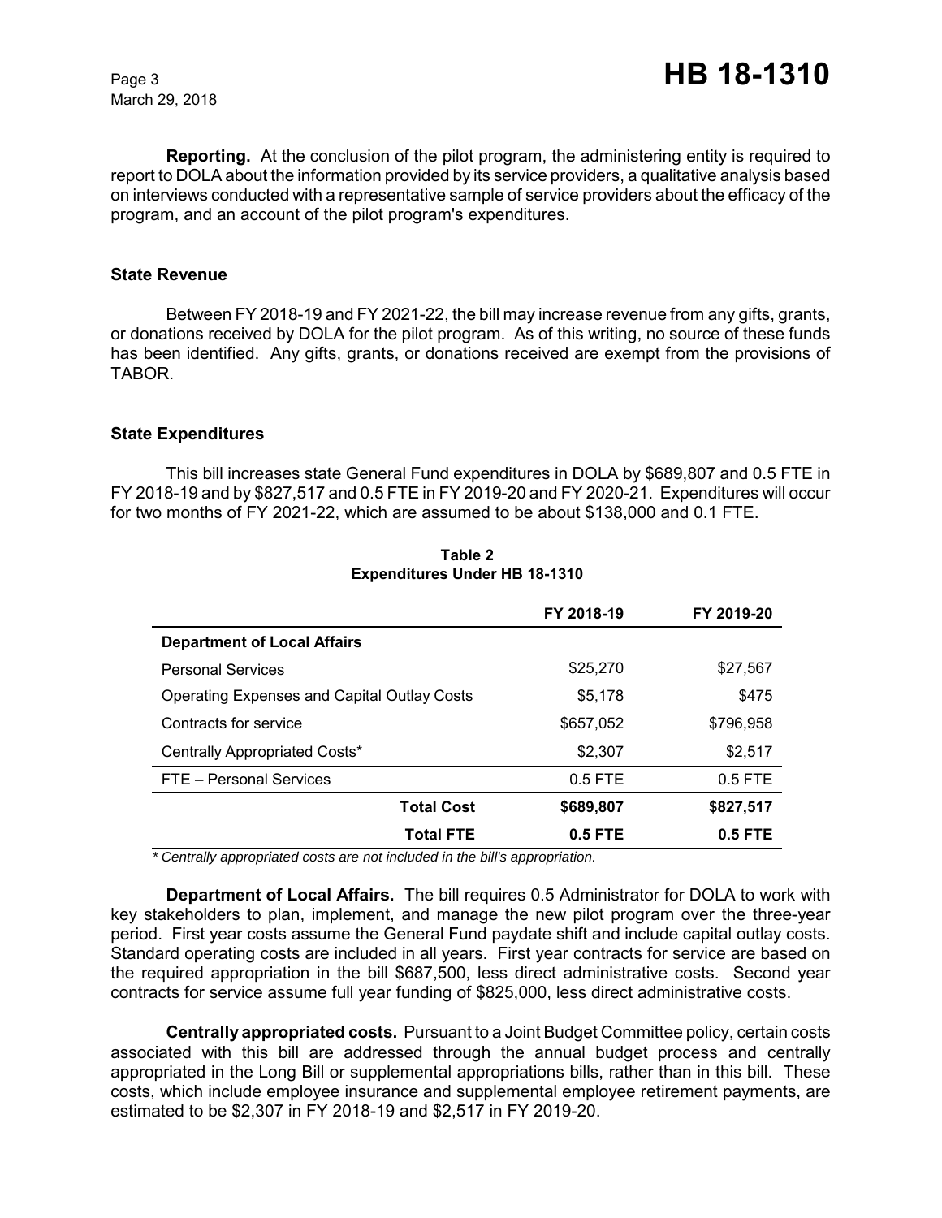**Reporting.** At the conclusion of the pilot program, the administering entity is required to report to DOLA about the information provided by its service providers, a qualitative analysis based on interviews conducted with a representative sample of service providers about the efficacy of the program, and an account of the pilot program's expenditures.

### State Revenue

Between FY 2018-19 and FY 2021-22, the bill may increase revenue from any gifts, grants, or donations received by DOLA for the pilot program. As of this writing, no source of these funds has been identified. Any gifts, grants, or donations received are exempt from the provisions of TABOR.

### State Expenditures

This bill increases state General Fund expenditures in DOLA by $689,807 and 0.5 FTE in FY 2018-19 and by $827,517 and 0.5 FTE in FY 2019-20 and FY 2020-21. Expenditures will occur for two months of FY 2021-22, which are assumed to be about $138,000 and 0.1 FTE.

**Table 2**
**Expenditures Under HB 18-1310**

| | FY 2018-19 | FY 2019-20 |
|---|---|---|
| **Department of Local Affairs** | | |
| Personal Services | $25,270 | $27,567 |
| Operating Expenses and Capital Outlay Costs | $5,178 | $475 |
| Contracts for service | $657,052 | $796,958 |
| Centrally Appropriated Costs* | $2,307 | $2,517 |
| FTE – Personal Services | 0.5 FTE | 0.5 FTE |
| **Total Cost** | **$689,807** | **$827,517** |
| **Total FTE** | **0.5 FTE** | **0.5 FTE** |

*\* Centrally appropriated costs are not included in the bill's appropriation.*

**Department of Local Affairs.** The bill requires 0.5 Administrator for DOLA to work with key stakeholders to plan, implement, and manage the new pilot program over the three-year period. First year costs assume the General Fund paydate shift and include capital outlay costs. Standard operating costs are included in all years. First year contracts for service are based on the required appropriation in the bill $687,500, less direct administrative costs. Second year contracts for service assume full year funding of $825,000, less direct administrative costs.

**Centrally appropriated costs.** Pursuant to a Joint Budget Committee policy, certain costs associated with this bill are addressed through the annual budget process and centrally appropriated in the Long Bill or supplemental appropriations bills, rather than in this bill. These costs, which include employee insurance and supplemental employee retirement payments, are estimated to be $2,307 in FY 2018-19 and $2,517 in FY 2019-20.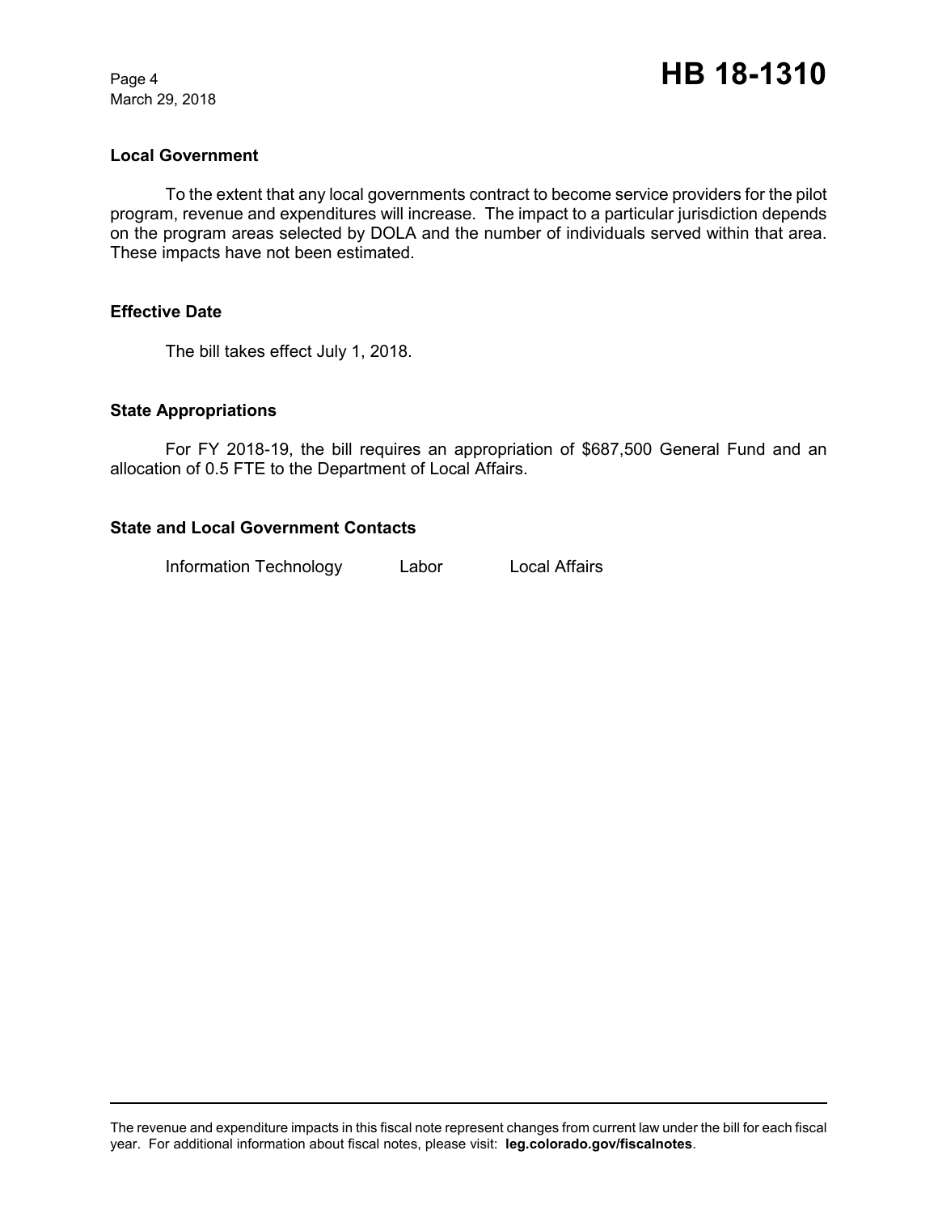### Local Government

To the extent that any local governments contract to become service providers for the pilot program, revenue and expenditures will increase. The impact to a particular jurisdiction depends on the program areas selected by DOLA and the number of individuals served within that area. These impacts have not been estimated.

### Effective Date

The bill takes effect July 1, 2018.

### State Appropriations

For FY 2018-19, the bill requires an appropriation of $687,500 General Fund and an allocation of 0.5 FTE to the Department of Local Affairs.

### State and Local Government Contacts

Information Technology    Labor    Local Affairs

The revenue and expenditure impacts in this fiscal note represent changes from current law under the bill for each fiscal year. For additional information about fiscal notes, please visit: **leg.colorado.gov/fiscalnotes**.